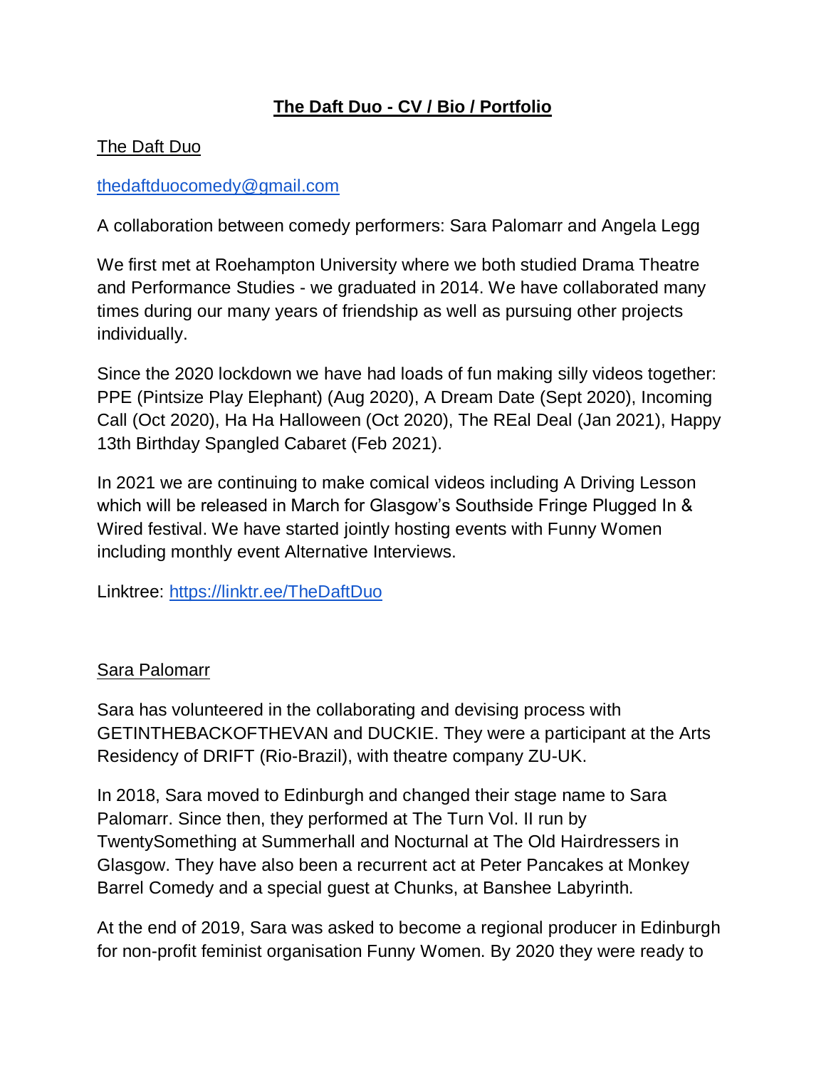# The Daft Duo - CV / Bio / Portfolio

The Daft Duo

[thedaftduocomedy@gmail.com](mailto:thedaftduocomedy@gmail.com)

A collaboration between comedy performers: Sara Palomarr and Angela Legg

We first met at Roehampton University where we both studied Drama Theatre and Performance Studies - we graduated in 2014. We have collaborated many times during our many years of friendship as well as pursuing other projects individually.

Since the 2020 lockdown we have had loads of fun making silly videos together: PPE (Pintsize Play Elephant) (Aug 2020), A Dream Date (Sept 2020), Incoming Call (Oct 2020), Ha Ha Halloween (Oct 2020), The REal Deal (Jan 2021), Happy 13th Birthday Spangled Cabaret (Feb 2021).

In 2021 we are continuing to make comical videos including A Driving Lesson which will be released in March for Glasgow's Southside Fringe Plugged In & Wired festival. We have started jointly hosting events with Funny Women including monthly event Alternative Interviews.

Linktree: [https://linktr.ee/TheDaftDuo](https://linktr.ee/TheDaftDuo)

Sara Palomarr

Sara has volunteered in the collaborating and devising process with GETINTHEBACKOFTHEVAN and DUCKIE. They were a participant at the Arts Residency of DRIFT (Rio-Brazil), with theatre company ZU-UK.

In 2018, Sara moved to Edinburgh and changed their stage name to Sara Palomarr. Since then, they performed at The Turn Vol. II run by TwentySomething at Summerhall and Nocturnal at The Old Hairdressers in Glasgow. They have also been a recurrent act at Peter Pancakes at Monkey Barrel Comedy and a special guest at Chunks, at Banshee Labyrinth.

At the end of 2019, Sara was asked to become a regional producer in Edinburgh for non-profit feminist organisation Funny Women. By 2020 they were ready to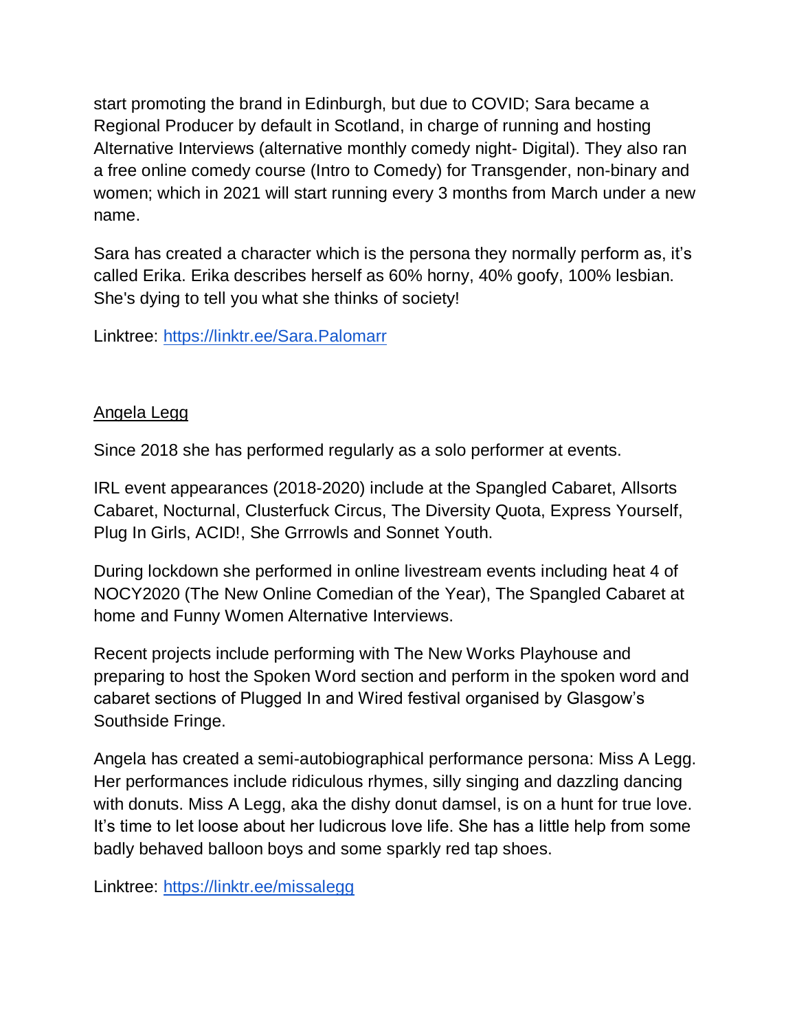start promoting the brand in Edinburgh, but due to COVID; Sara became a Regional Producer by default in Scotland, in charge of running and hosting Alternative Interviews (alternative monthly comedy night- Digital). They also ran a free online comedy course (Intro to Comedy) for Transgender, non-binary and women; which in 2021 will start running every 3 months from March under a new name.

Sara has created a character which is the persona they normally perform as, it's called Erika. Erika describes herself as 60% horny, 40% goofy, 100% lesbian. She's dying to tell you what she thinks of society!

Linktree: [https://linktr.ee/Sara.Palomarr](https://linktr.ee/Sara.Palomarr)

## Angela Legg

Since 2018 she has performed regularly as a solo performer at events.

IRL event appearances (2018-2020) include at the Spangled Cabaret, Allsorts Cabaret, Nocturnal, Clusterfuck Circus, The Diversity Quota, Express Yourself, Plug In Girls, ACID!, She Grrrowls and Sonnet Youth.

During lockdown she performed in online livestream events including heat 4 of NOCY2020 (The New Online Comedian of the Year), The Spangled Cabaret at home and Funny Women Alternative Interviews.

Recent projects include performing with The New Works Playhouse and preparing to host the Spoken Word section and perform in the spoken word and cabaret sections of Plugged In and Wired festival organised by Glasgow's Southside Fringe.

Angela has created a semi-autobiographical performance persona: Miss A Legg. Her performances include ridiculous rhymes, silly singing and dazzling dancing with donuts. Miss A Legg, aka the dishy donut damsel, is on a hunt for true love. It's time to let loose about her ludicrous love life. She has a little help from some badly behaved balloon boys and some sparkly red tap shoes.

Linktree: [https://linktr.ee/missalegg](https://linktr.ee/missalegg)